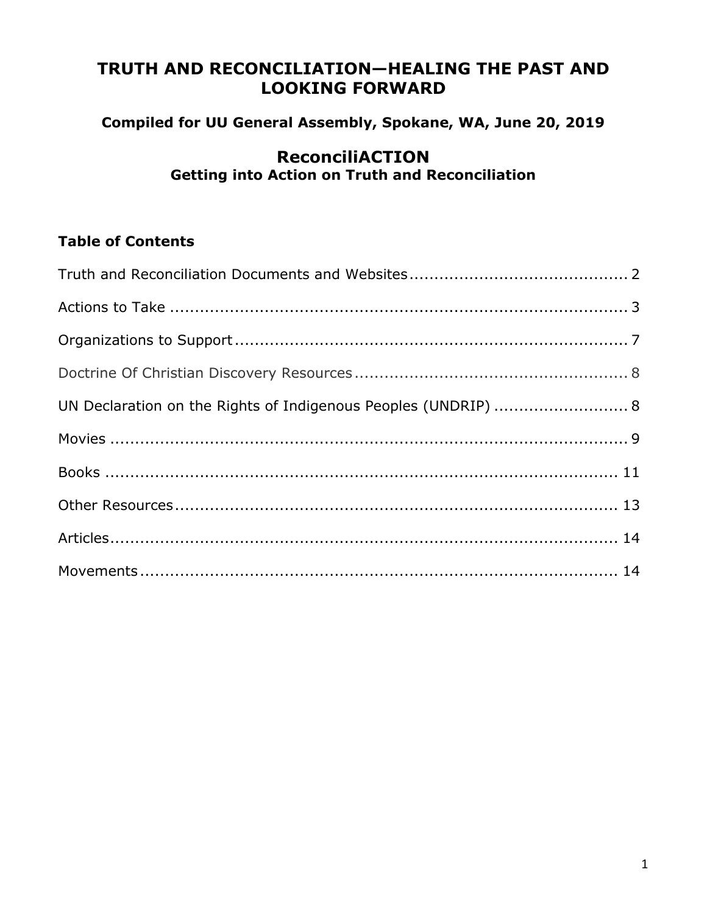# TRUTH AND RECONCILIATION—HEALING THE PAST AND LOOKING FORWARD

### Compiled for UU General Assembly, Spokane, WA, June 20, 2019

## ReconciliACTION

### Getting into Action on Truth and Reconciliation

**Table of Contents**

Truth and Reconciliation Documents and Websites ........................................... 2

Actions to Take ............................................................................................ 3

Organizations to Support ............................................................................... 7

Doctrine Of Christian Discovery Resources ....................................................... 8

UN Declaration on the Rights of Indigenous Peoples (UNDRIP) ........................... 8

Movies ........................................................................................................ 9

Books ........................................................................................................ 11

Other Resources .......................................................................................... 13

Articles ....................................................................................................... 14

Movements ................................................................................................. 14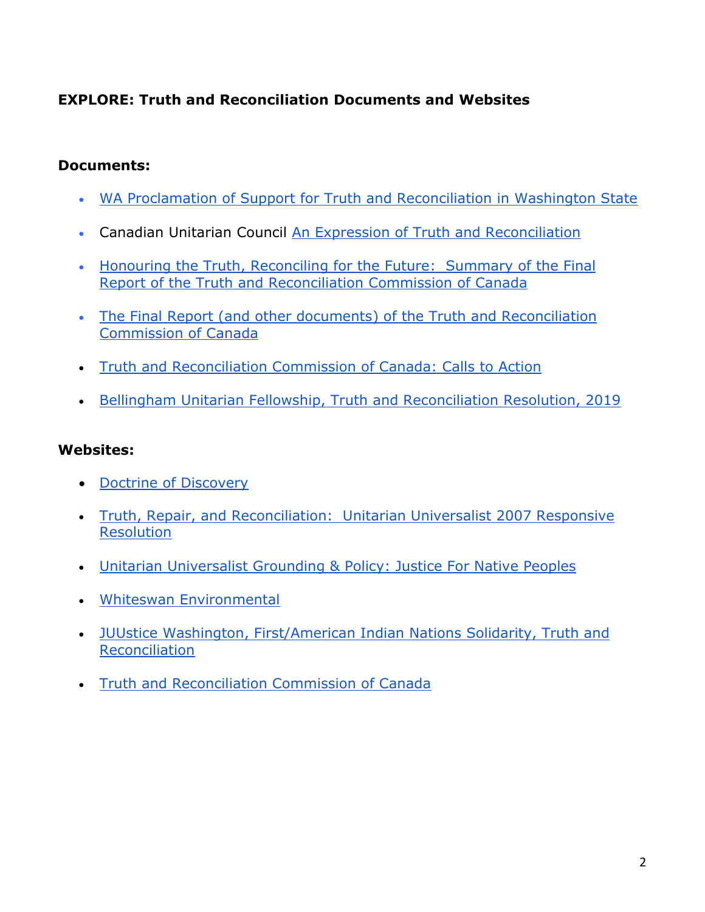**EXPLORE: Truth and Reconciliation Documents and Websites**

**Documents:**

- WA Proclamation of Support for Truth and Reconciliation in Washington State
- Canadian Unitarian Council An Expression of Truth and Reconciliation
- Honouring the Truth, Reconciling for the Future: Summary of the Final Report of the Truth and Reconciliation Commission of Canada
- The Final Report (and other documents) of the Truth and Reconciliation Commission of Canada
- Truth and Reconciliation Commission of Canada: Calls to Action
- Bellingham Unitarian Fellowship, Truth and Reconciliation Resolution, 2019

**Websites:**

- Doctrine of Discovery
- Truth, Repair, and Reconciliation: Unitarian Universalist 2007 Responsive Resolution
- Unitarian Universalist Grounding & Policy: Justice For Native Peoples
- Whiteswan Environmental
- JUUstice Washington, First/American Indian Nations Solidarity, Truth and Reconciliation
- Truth and Reconciliation Commission of Canada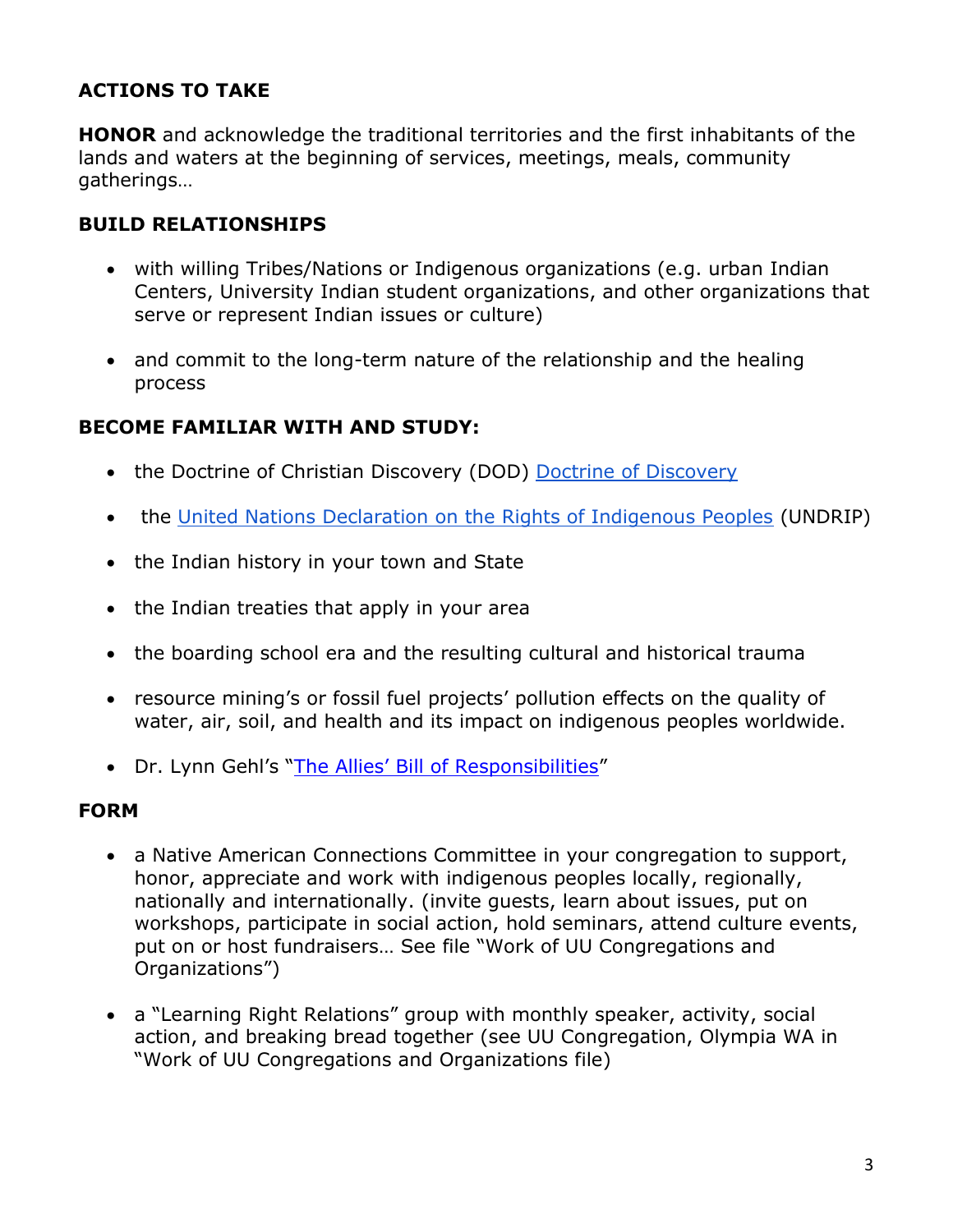**ACTIONS TO TAKE**

**HONOR** and acknowledge the traditional territories and the first inhabitants of the lands and waters at the beginning of services, meetings, meals, community gatherings…

**BUILD RELATIONSHIPS**

- with willing Tribes/Nations or Indigenous organizations (e.g. urban Indian Centers, University Indian student organizations, and other organizations that serve or represent Indian issues or culture)
- and commit to the long-term nature of the relationship and the healing process

**BECOME FAMILIAR WITH AND STUDY:**

- the Doctrine of Christian Discovery (DOD) Doctrine of Discovery
- the United Nations Declaration on the Rights of Indigenous Peoples (UNDRIP)
- the Indian history in your town and State
- the Indian treaties that apply in your area
- the boarding school era and the resulting cultural and historical trauma
- resource mining's or fossil fuel projects' pollution effects on the quality of water, air, soil, and health and its impact on indigenous peoples worldwide.
- Dr. Lynn Gehl's "The Allies' Bill of Responsibilities"

**FORM**

- a Native American Connections Committee in your congregation to support, honor, appreciate and work with indigenous peoples locally, regionally, nationally and internationally. (invite guests, learn about issues, put on workshops, participate in social action, hold seminars, attend culture events, put on or host fundraisers… See file "Work of UU Congregations and Organizations")
- a "Learning Right Relations" group with monthly speaker, activity, social action, and breaking bread together (see UU Congregation, Olympia WA in "Work of UU Congregations and Organizations file)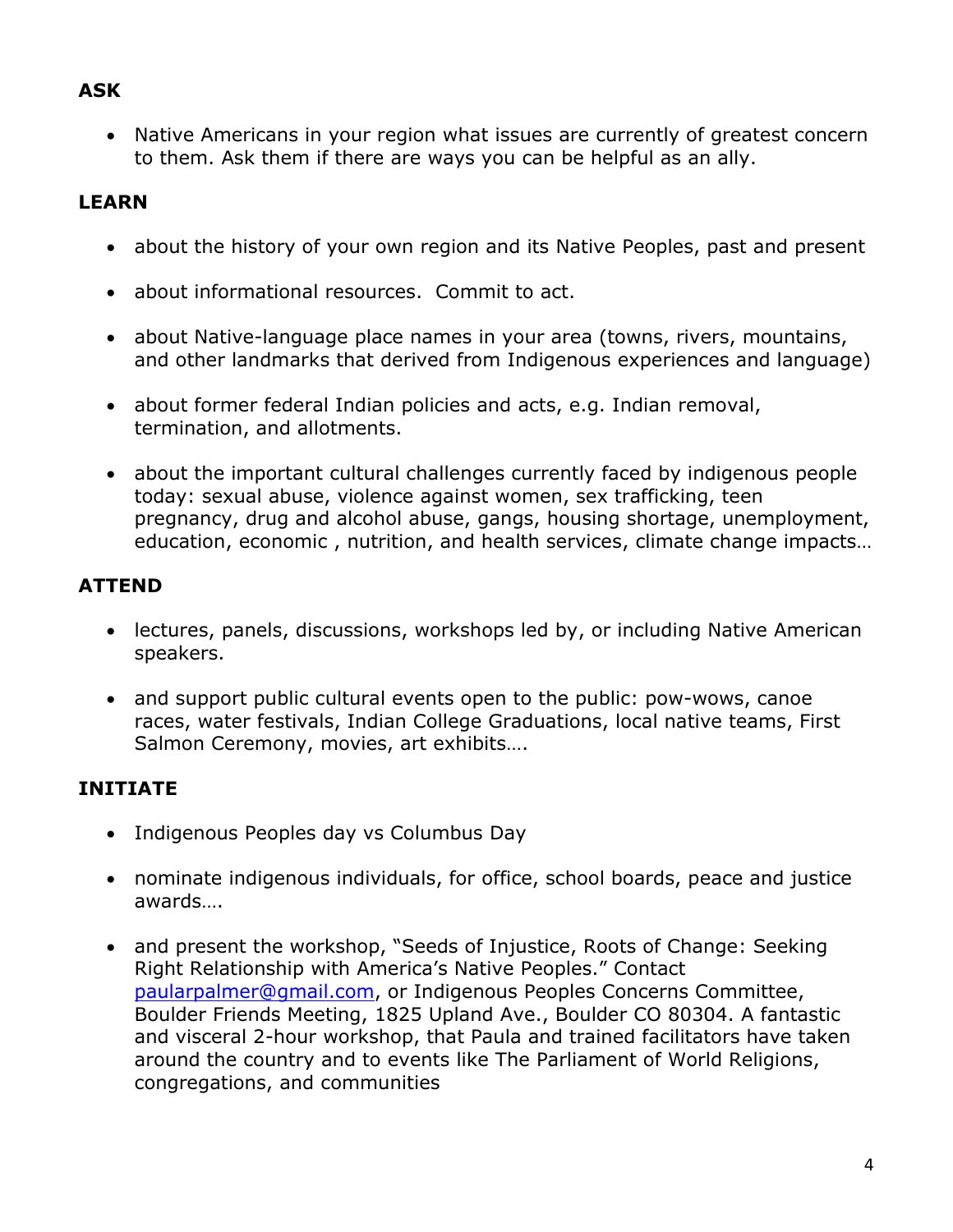**ASK**

- Native Americans in your region what issues are currently of greatest concern to them. Ask them if there are ways you can be helpful as an ally.

**LEARN**

- about the history of your own region and its Native Peoples, past and present
- about informational resources.  Commit to act.
- about Native-language place names in your area (towns, rivers, mountains, and other landmarks that derived from Indigenous experiences and language)
- about former federal Indian policies and acts, e.g. Indian removal, termination, and allotments.
- about the important cultural challenges currently faced by indigenous people today: sexual abuse, violence against women, sex trafficking, teen pregnancy, drug and alcohol abuse, gangs, housing shortage, unemployment, education, economic , nutrition, and health services, climate change impacts…

**ATTEND**

- lectures, panels, discussions, workshops led by, or including Native American speakers.
- and support public cultural events open to the public: pow-wows, canoe races, water festivals, Indian College Graduations, local native teams, First Salmon Ceremony, movies, art exhibits….

**INITIATE**

- Indigenous Peoples day vs Columbus Day
- nominate indigenous individuals, for office, school boards, peace and justice awards….
- and present the workshop, "Seeds of Injustice, Roots of Change: Seeking Right Relationship with America's Native Peoples." Contact paularpalmer@gmail.com, or Indigenous Peoples Concerns Committee, Boulder Friends Meeting, 1825 Upland Ave., Boulder CO 80304. A fantastic and visceral 2-hour workshop, that Paula and trained facilitators have taken around the country and to events like The Parliament of World Religions, congregations, and communities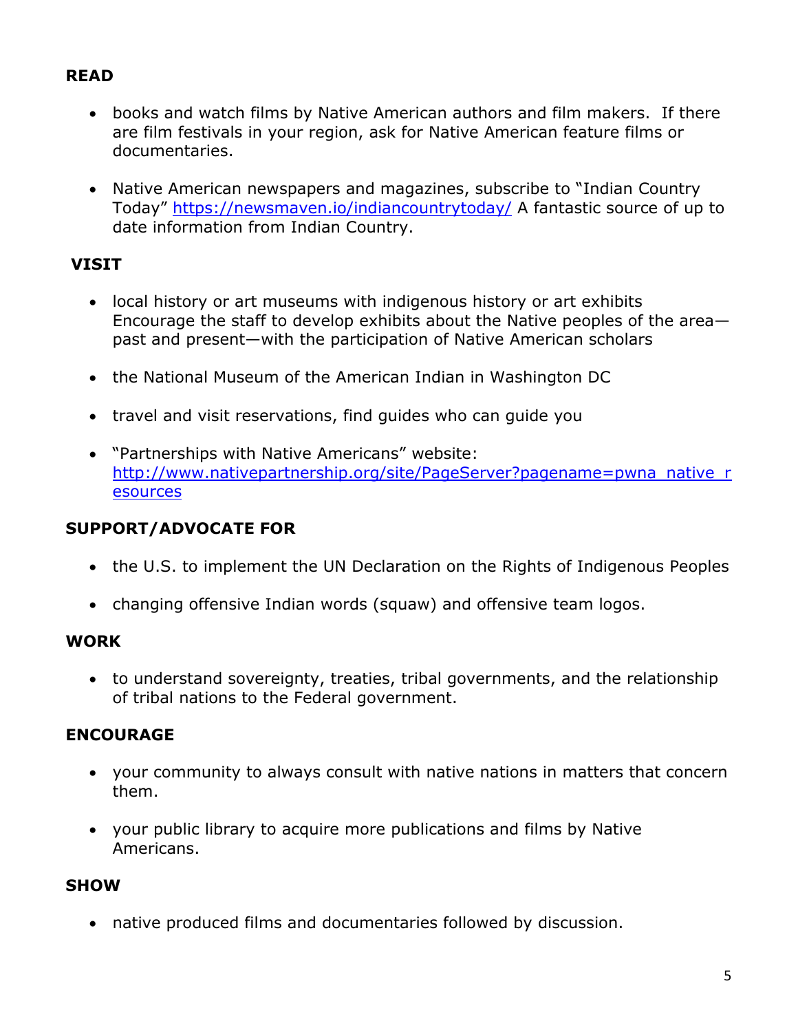**READ**

- books and watch films by Native American authors and film makers. If there are film festivals in your region, ask for Native American feature films or documentaries.
- Native American newspapers and magazines, subscribe to "Indian Country Today" https://newsmaven.io/indiancountrytoday/ A fantastic source of up to date information from Indian Country.

**VISIT**

- local history or art museums with indigenous history or art exhibits Encourage the staff to develop exhibits about the Native peoples of the area—past and present—with the participation of Native American scholars
- the National Museum of the American Indian in Washington DC
- travel and visit reservations, find guides who can guide you
- "Partnerships with Native Americans" website: http://www.nativepartnership.org/site/PageServer?pagename=pwna_native_resources

**SUPPORT/ADVOCATE FOR**

- the U.S. to implement the UN Declaration on the Rights of Indigenous Peoples
- changing offensive Indian words (squaw) and offensive team logos.

**WORK**

- to understand sovereignty, treaties, tribal governments, and the relationship of tribal nations to the Federal government.

**ENCOURAGE**

- your community to always consult with native nations in matters that concern them.
- your public library to acquire more publications and films by Native Americans.

**SHOW**

- native produced films and documentaries followed by discussion.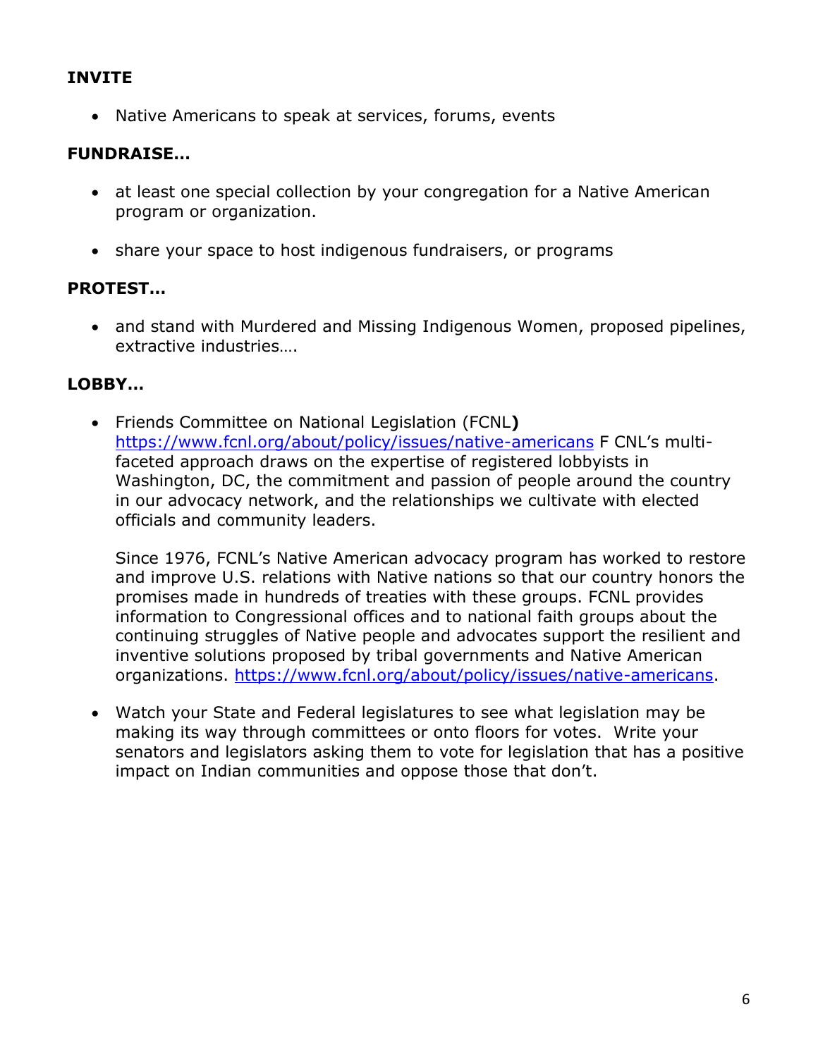**INVITE**

- Native Americans to speak at services, forums, events

**FUNDRAISE…**

- at least one special collection by your congregation for a Native American program or organization.
- share your space to host indigenous fundraisers, or programs

**PROTEST…**

- and stand with Murdered and Missing Indigenous Women, proposed pipelines, extractive industries….

**LOBBY…**

- Friends Committee on National Legislation (FCNL**)** https://www.fcnl.org/about/policy/issues/native-americans F CNL's multi-faceted approach draws on the expertise of registered lobbyists in Washington, DC, the commitment and passion of people around the country in our advocacy network, and the relationships we cultivate with elected officials and community leaders.

  Since 1976, FCNL's Native American advocacy program has worked to restore and improve U.S. relations with Native nations so that our country honors the promises made in hundreds of treaties with these groups. FCNL provides information to Congressional offices and to national faith groups about the continuing struggles of Native people and advocates support the resilient and inventive solutions proposed by tribal governments and Native American organizations. https://www.fcnl.org/about/policy/issues/native-americans.

- Watch your State and Federal legislatures to see what legislation may be making its way through committees or onto floors for votes. Write your senators and legislators asking them to vote for legislation that has a positive impact on Indian communities and oppose those that don't.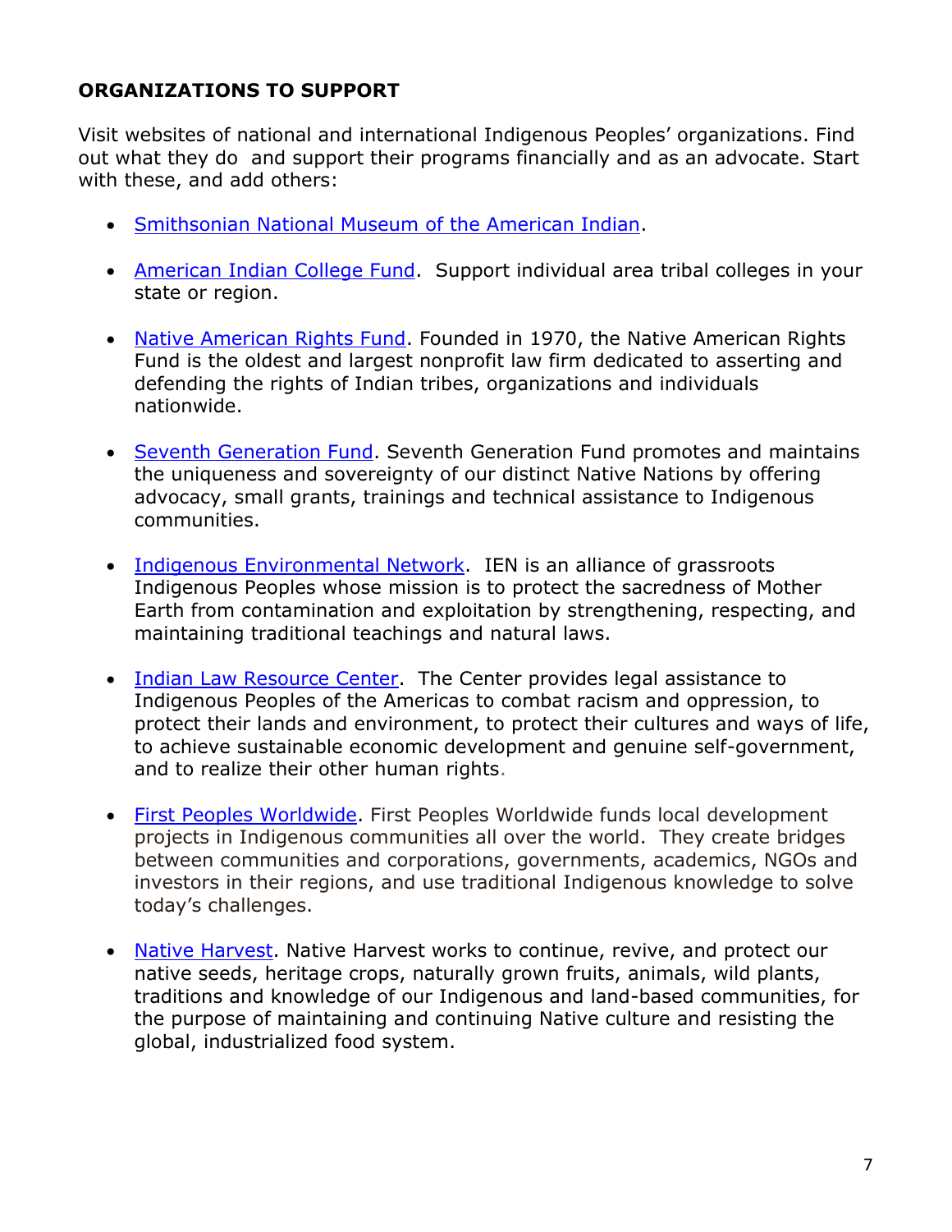## ORGANIZATIONS TO SUPPORT

Visit websites of national and international Indigenous Peoples' organizations. Find out what they do and support their programs financially and as an advocate. Start with these, and add others:

- Smithsonian National Museum of the American Indian.
- American Indian College Fund. Support individual area tribal colleges in your state or region.
- Native American Rights Fund. Founded in 1970, the Native American Rights Fund is the oldest and largest nonprofit law firm dedicated to asserting and defending the rights of Indian tribes, organizations and individuals nationwide.
- Seventh Generation Fund. Seventh Generation Fund promotes and maintains the uniqueness and sovereignty of our distinct Native Nations by offering advocacy, small grants, trainings and technical assistance to Indigenous communities.
- Indigenous Environmental Network. IEN is an alliance of grassroots Indigenous Peoples whose mission is to protect the sacredness of Mother Earth from contamination and exploitation by strengthening, respecting, and maintaining traditional teachings and natural laws.
- Indian Law Resource Center. The Center provides legal assistance to Indigenous Peoples of the Americas to combat racism and oppression, to protect their lands and environment, to protect their cultures and ways of life, to achieve sustainable economic development and genuine self-government, and to realize their other human rights.
- First Peoples Worldwide. First Peoples Worldwide funds local development projects in Indigenous communities all over the world. They create bridges between communities and corporations, governments, academics, NGOs and investors in their regions, and use traditional Indigenous knowledge to solve today's challenges.
- Native Harvest. Native Harvest works to continue, revive, and protect our native seeds, heritage crops, naturally grown fruits, animals, wild plants, traditions and knowledge of our Indigenous and land-based communities, for the purpose of maintaining and continuing Native culture and resisting the global, industrialized food system.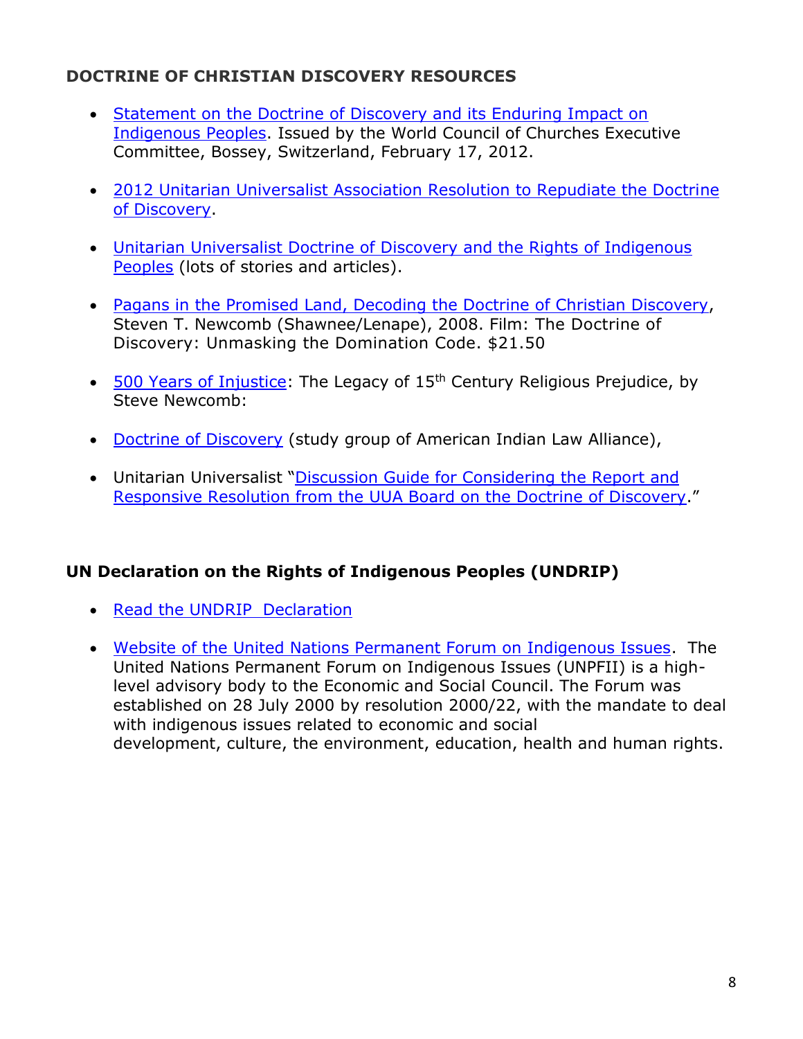## DOCTRINE OF CHRISTIAN DISCOVERY RESOURCES

- Statement on the Doctrine of Discovery and its Enduring Impact on Indigenous Peoples. Issued by the World Council of Churches Executive Committee, Bossey, Switzerland, February 17, 2012.
- 2012 Unitarian Universalist Association Resolution to Repudiate the Doctrine of Discovery.
- Unitarian Universalist Doctrine of Discovery and the Rights of Indigenous Peoples (lots of stories and articles).
- Pagans in the Promised Land, Decoding the Doctrine of Christian Discovery, Steven T. Newcomb (Shawnee/Lenape), 2008. Film: The Doctrine of Discovery: Unmasking the Domination Code. $21.50
- 500 Years of Injustice: The Legacy of 15th Century Religious Prejudice, by Steve Newcomb:
- Doctrine of Discovery (study group of American Indian Law Alliance),
- Unitarian Universalist "Discussion Guide for Considering the Report and Responsive Resolution from the UUA Board on the Doctrine of Discovery."

## UN Declaration on the Rights of Indigenous Peoples (UNDRIP)

- Read the UNDRIP Declaration
- Website of the United Nations Permanent Forum on Indigenous Issues. The United Nations Permanent Forum on Indigenous Issues (UNPFII) is a high-level advisory body to the Economic and Social Council. The Forum was established on 28 July 2000 by resolution 2000/22, with the mandate to deal with indigenous issues related to economic and social development, culture, the environment, education, health and human rights.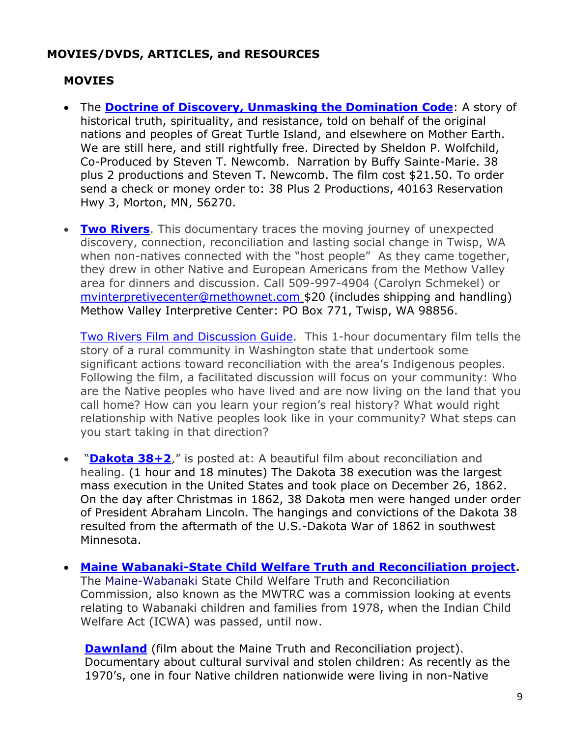## MOVIES/DVDS, ARTICLES, and RESOURCES

### MOVIES

- The **Doctrine of Discovery, Unmasking the Domination Code**: A story of historical truth, spirituality, and resistance, told on behalf of the original nations and peoples of Great Turtle Island, and elsewhere on Mother Earth. We are still here, and still rightfully free. Directed by Sheldon P. Wolfchild, Co-Produced by Steven T. Newcomb. Narration by Buffy Sainte-Marie. 38 plus 2 productions and Steven T. Newcomb. The film cost $21.50. To order send a check or money order to: 38 Plus 2 Productions, 40163 Reservation Hwy 3, Morton, MN, 56270.

- **Two Rivers**. This documentary traces the moving journey of unexpected discovery, connection, reconciliation and lasting social change in Twisp, WA when non-natives connected with the "host people" As they came together, they drew in other Native and European Americans from the Methow Valley area for dinners and discussion. Call 509-997-4904 (Carolyn Schmekel) or mvinterpretivecenter@methownet.com $20 (includes shipping and handling) Methow Valley Interpretive Center: PO Box 771, Twisp, WA 98856.

  Two Rivers Film and Discussion Guide. This 1-hour documentary film tells the story of a rural community in Washington state that undertook some significant actions toward reconciliation with the area's Indigenous peoples. Following the film, a facilitated discussion will focus on your community: Who are the Native peoples who have lived and are now living on the land that you call home? How can you learn your region's real history? What would right relationship with Native peoples look like in your community? What steps can you start taking in that direction?

- "**Dakota 38+2**," is posted at: A beautiful film about reconciliation and healing. (1 hour and 18 minutes) The Dakota 38 execution was the largest mass execution in the United States and took place on December 26, 1862. On the day after Christmas in 1862, 38 Dakota men were hanged under order of President Abraham Lincoln. The hangings and convictions of the Dakota 38 resulted from the aftermath of the U.S.-Dakota War of 1862 in southwest Minnesota.

- **Maine Wabanaki-State Child Welfare Truth and Reconciliation project**. The Maine-Wabanaki State Child Welfare Truth and Reconciliation Commission, also known as the MWTRC was a commission looking at events relating to Wabanaki children and families from 1978, when the Indian Child Welfare Act (ICWA) was passed, until now.

  **Dawnland** (film about the Maine Truth and Reconciliation project). Documentary about cultural survival and stolen children: As recently as the 1970's, one in four Native children nationwide were living in non-Native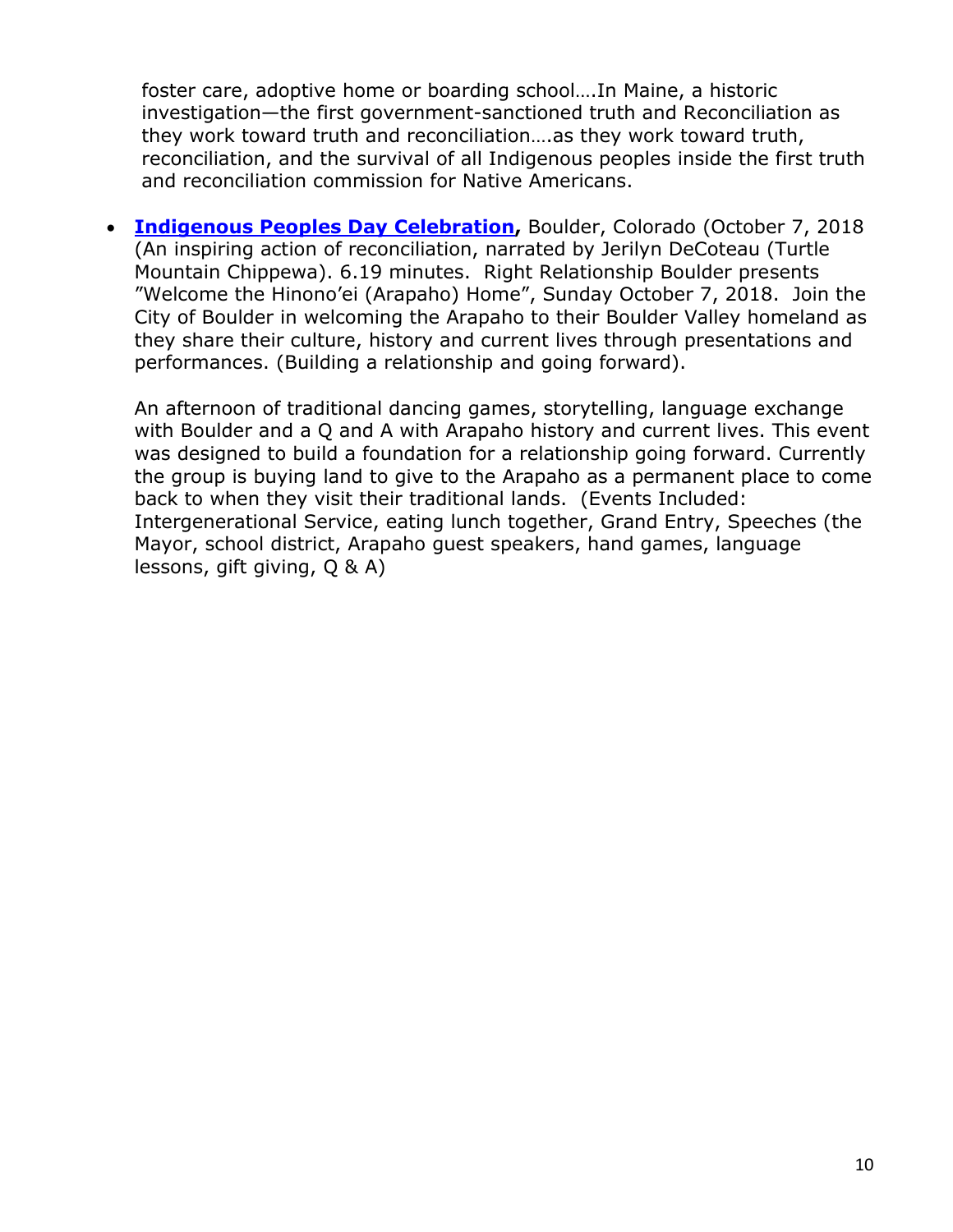foster care, adoptive home or boarding school….In Maine, a historic investigation—the first government-sanctioned truth and Reconciliation as they work toward truth and reconciliation….as they work toward truth, reconciliation, and the survival of all Indigenous peoples inside the first truth and reconciliation commission for Native Americans.

- **Indigenous Peoples Day Celebration,** Boulder, Colorado (October 7, 2018 (An inspiring action of reconciliation, narrated by Jerilyn DeCoteau (Turtle Mountain Chippewa). 6.19 minutes. Right Relationship Boulder presents "Welcome the Hinono'ei (Arapaho) Home", Sunday October 7, 2018. Join the City of Boulder in welcoming the Arapaho to their Boulder Valley homeland as they share their culture, history and current lives through presentations and performances. (Building a relationship and going forward).

  An afternoon of traditional dancing games, storytelling, language exchange with Boulder and a Q and A with Arapaho history and current lives. This event was designed to build a foundation for a relationship going forward. Currently the group is buying land to give to the Arapaho as a permanent place to come back to when they visit their traditional lands. (Events Included: Intergenerational Service, eating lunch together, Grand Entry, Speeches (the Mayor, school district, Arapaho guest speakers, hand games, language lessons, gift giving, Q & A)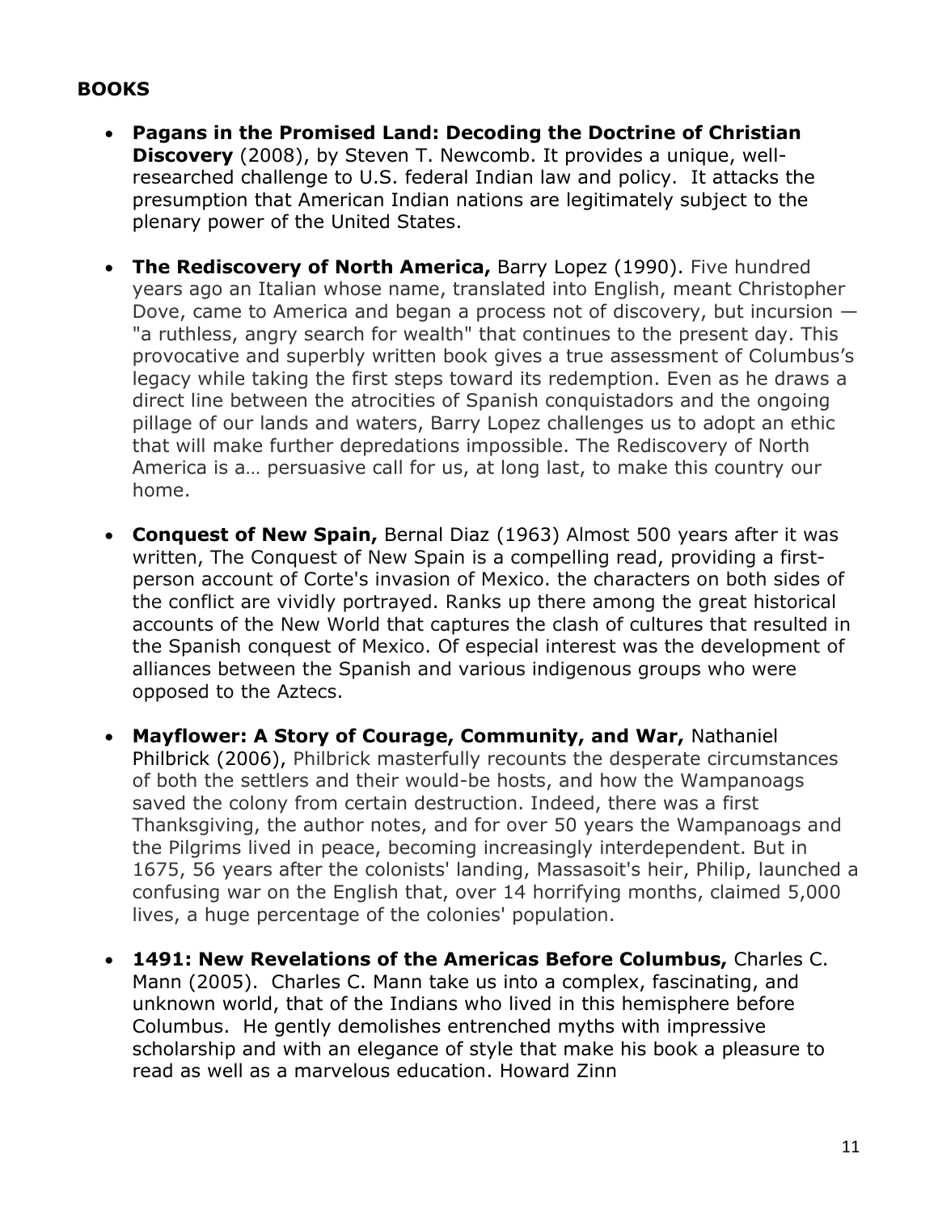**BOOKS**

- **Pagans in the Promised Land: Decoding the Doctrine of Christian Discovery** (2008), by Steven T. Newcomb. It provides a unique, well-researched challenge to U.S. federal Indian law and policy. It attacks the presumption that American Indian nations are legitimately subject to the plenary power of the United States.

- **The Rediscovery of North America,** Barry Lopez (1990). Five hundred years ago an Italian whose name, translated into English, meant Christopher Dove, came to America and began a process not of discovery, but incursion — "a ruthless, angry search for wealth" that continues to the present day. This provocative and superbly written book gives a true assessment of Columbus's legacy while taking the first steps toward its redemption. Even as he draws a direct line between the atrocities of Spanish conquistadors and the ongoing pillage of our lands and waters, Barry Lopez challenges us to adopt an ethic that will make further depredations impossible. The Rediscovery of North America is a… persuasive call for us, at long last, to make this country our home.

- **Conquest of New Spain,** Bernal Diaz (1963) Almost 500 years after it was written, The Conquest of New Spain is a compelling read, providing a first-person account of Corte's invasion of Mexico. the characters on both sides of the conflict are vividly portrayed. Ranks up there among the great historical accounts of the New World that captures the clash of cultures that resulted in the Spanish conquest of Mexico. Of especial interest was the development of alliances between the Spanish and various indigenous groups who were opposed to the Aztecs.

- **Mayflower: A Story of Courage, Community, and War,** Nathaniel Philbrick (2006), Philbrick masterfully recounts the desperate circumstances of both the settlers and their would-be hosts, and how the Wampanoags saved the colony from certain destruction. Indeed, there was a first Thanksgiving, the author notes, and for over 50 years the Wampanoags and the Pilgrims lived in peace, becoming increasingly interdependent. But in 1675, 56 years after the colonists' landing, Massasoit's heir, Philip, launched a confusing war on the English that, over 14 horrifying months, claimed 5,000 lives, a huge percentage of the colonies' population.

- **1491: New Revelations of the Americas Before Columbus,** Charles C. Mann (2005). Charles C. Mann take us into a complex, fascinating, and unknown world, that of the Indians who lived in this hemisphere before Columbus. He gently demolishes entrenched myths with impressive scholarship and with an elegance of style that make his book a pleasure to read as well as a marvelous education. Howard Zinn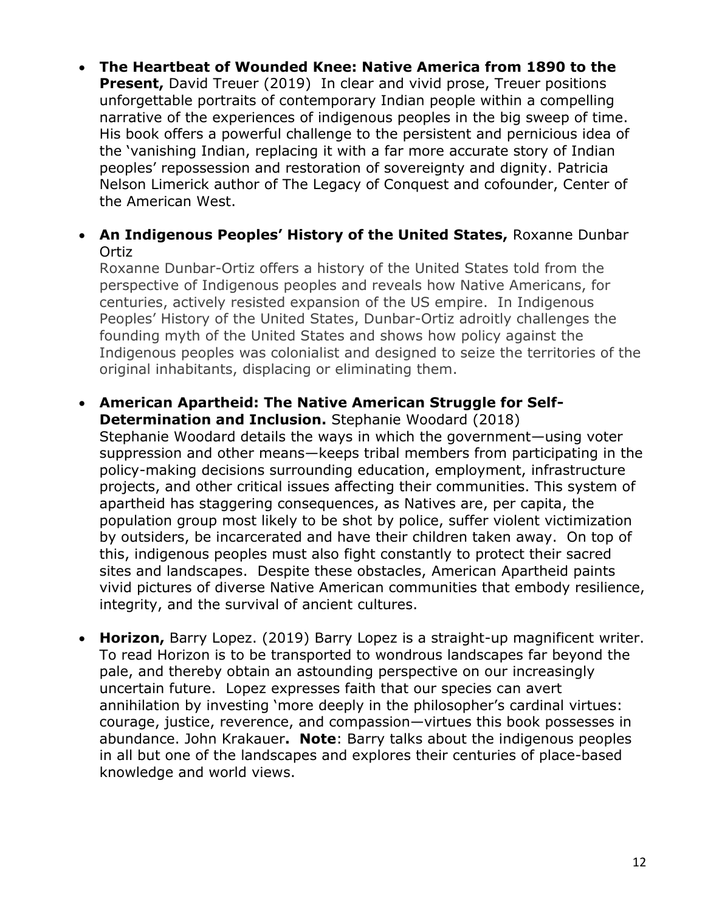- **The Heartbeat of Wounded Knee: Native America from 1890 to the Present,** David Treuer (2019) In clear and vivid prose, Treuer positions unforgettable portraits of contemporary Indian people within a compelling narrative of the experiences of indigenous peoples in the big sweep of time. His book offers a powerful challenge to the persistent and pernicious idea of the 'vanishing Indian, replacing it with a far more accurate story of Indian peoples' repossession and restoration of sovereignty and dignity. Patricia Nelson Limerick author of The Legacy of Conquest and cofounder, Center of the American West.

- **An Indigenous Peoples' History of the United States,** Roxanne Dunbar Ortiz
  Roxanne Dunbar-Ortiz offers a history of the United States told from the perspective of Indigenous peoples and reveals how Native Americans, for centuries, actively resisted expansion of the US empire. In Indigenous Peoples' History of the United States, Dunbar-Ortiz adroitly challenges the founding myth of the United States and shows how policy against the Indigenous peoples was colonialist and designed to seize the territories of the original inhabitants, displacing or eliminating them.

- **American Apartheid: The Native American Struggle for Self-Determination and Inclusion.** Stephanie Woodard (2018)
  Stephanie Woodard details the ways in which the government—using voter suppression and other means—keeps tribal members from participating in the policy-making decisions surrounding education, employment, infrastructure projects, and other critical issues affecting their communities. This system of apartheid has staggering consequences, as Natives are, per capita, the population group most likely to be shot by police, suffer violent victimization by outsiders, be incarcerated and have their children taken away. On top of this, indigenous peoples must also fight constantly to protect their sacred sites and landscapes. Despite these obstacles, American Apartheid paints vivid pictures of diverse Native American communities that embody resilience, integrity, and the survival of ancient cultures.

- **Horizon,** Barry Lopez. (2019) Barry Lopez is a straight-up magnificent writer. To read Horizon is to be transported to wondrous landscapes far beyond the pale, and thereby obtain an astounding perspective on our increasingly uncertain future. Lopez expresses faith that our species can avert annihilation by investing 'more deeply in the philosopher's cardinal virtues: courage, justice, reverence, and compassion—virtues this book possesses in abundance. John Krakauer**. Note**: Barry talks about the indigenous peoples in all but one of the landscapes and explores their centuries of place-based knowledge and world views.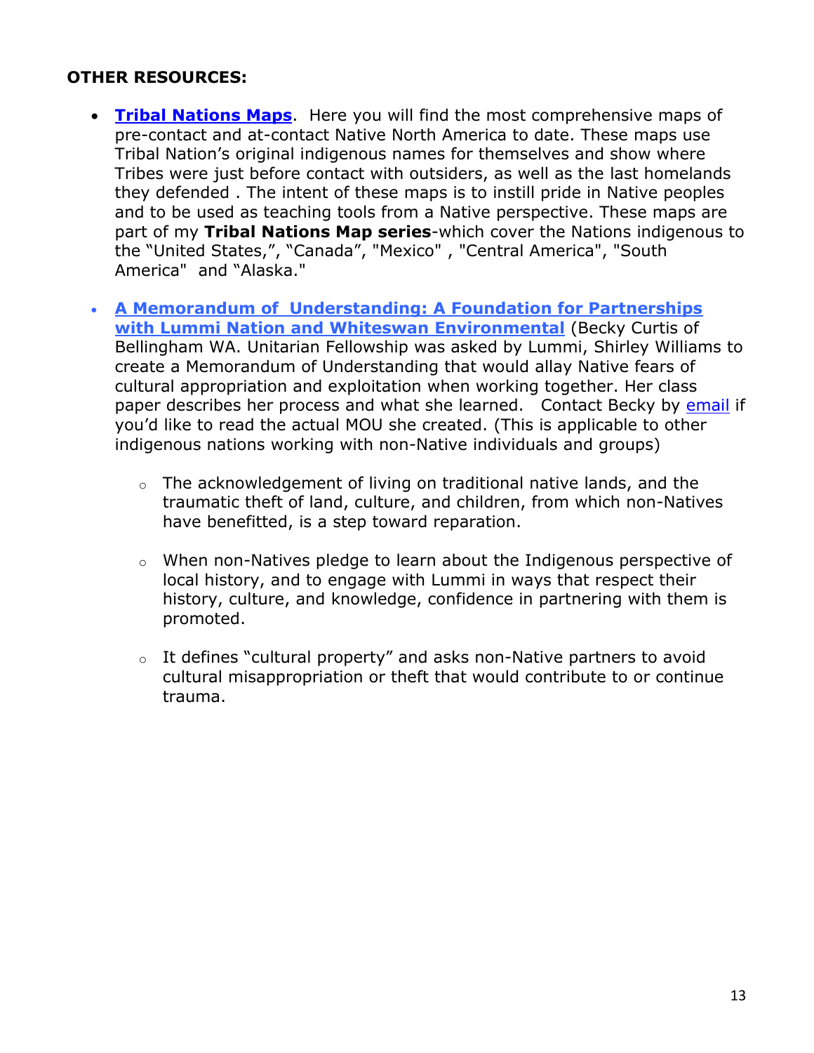**OTHER RESOURCES:**

- **Tribal Nations Maps**. Here you will find the most comprehensive maps of pre-contact and at-contact Native North America to date. These maps use Tribal Nation's original indigenous names for themselves and show where Tribes were just before contact with outsiders, as well as the last homelands they defended . The intent of these maps is to instill pride in Native peoples and to be used as teaching tools from a Native perspective. These maps are part of my **Tribal Nations Map series**-which cover the Nations indigenous to the "United States,", "Canada", "Mexico" , "Central America", "South America" and "Alaska."
- **A Memorandum of Understanding: A Foundation for Partnerships with Lummi Nation and Whiteswan Environmental** (Becky Curtis of Bellingham WA. Unitarian Fellowship was asked by Lummi, Shirley Williams to create a Memorandum of Understanding that would allay Native fears of cultural appropriation and exploitation when working together. Her class paper describes her process and what she learned. Contact Becky by email if you'd like to read the actual MOU she created. (This is applicable to other indigenous nations working with non-Native individuals and groups)
    - The acknowledgement of living on traditional native lands, and the traumatic theft of land, culture, and children, from which non-Natives have benefitted, is a step toward reparation.
    - When non-Natives pledge to learn about the Indigenous perspective of local history, and to engage with Lummi in ways that respect their history, culture, and knowledge, confidence in partnering with them is promoted.
    - It defines "cultural property" and asks non-Native partners to avoid cultural misappropriation or theft that would contribute to or continue trauma.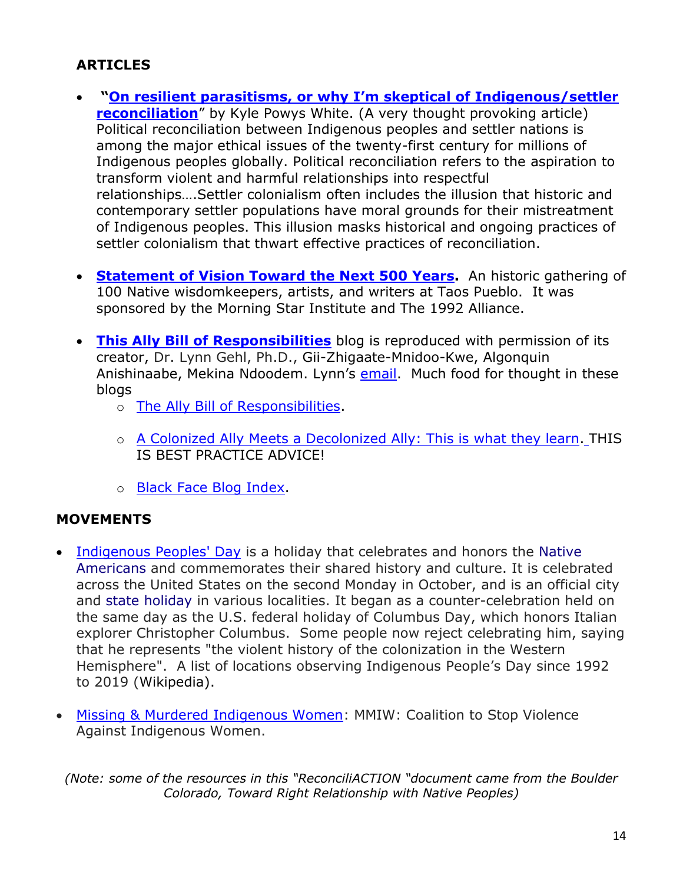## ARTICLES

- "**On resilient parasitisms, or why I'm skeptical of Indigenous/settler reconciliation**" by Kyle Powys White. (A very thought provoking article) Political reconciliation between Indigenous peoples and settler nations is among the major ethical issues of the twenty-first century for millions of Indigenous peoples globally. Political reconciliation refers to the aspiration to transform violent and harmful relationships into respectful relationships….Settler colonialism often includes the illusion that historic and contemporary settler populations have moral grounds for their mistreatment of Indigenous peoples. This illusion masks historical and ongoing practices of settler colonialism that thwart effective practices of reconciliation.

- **Statement of Vision Toward the Next 500 Years.** An historic gathering of 100 Native wisdomkeepers, artists, and writers at Taos Pueblo. It was sponsored by the Morning Star Institute and The 1992 Alliance.

- **This Ally Bill of Responsibilities** blog is reproduced with permission of its creator, Dr. Lynn Gehl, Ph.D., Gii-Zhigaate-Mnidoo-Kwe, Algonquin Anishinaabe, Mekina Ndoodem. Lynn's email. Much food for thought in these blogs
  - The Ally Bill of Responsibilities.
  - A Colonized Ally Meets a Decolonized Ally: This is what they learn. THIS IS BEST PRACTICE ADVICE!
  - Black Face Blog Index.

## MOVEMENTS

- Indigenous Peoples' Day is a holiday that celebrates and honors the Native Americans and commemorates their shared history and culture. It is celebrated across the United States on the second Monday in October, and is an official city and state holiday in various localities. It began as a counter-celebration held on the same day as the U.S. federal holiday of Columbus Day, which honors Italian explorer Christopher Columbus. Some people now reject celebrating him, saying that he represents "the violent history of the colonization in the Western Hemisphere". A list of locations observing Indigenous People's Day since 1992 to 2019 (Wikipedia).

- Missing & Murdered Indigenous Women: MMIW: Coalition to Stop Violence Against Indigenous Women.

*(Note: some of the resources in this "ReconciliACTION "document came from the Boulder Colorado, Toward Right Relationship with Native Peoples)*